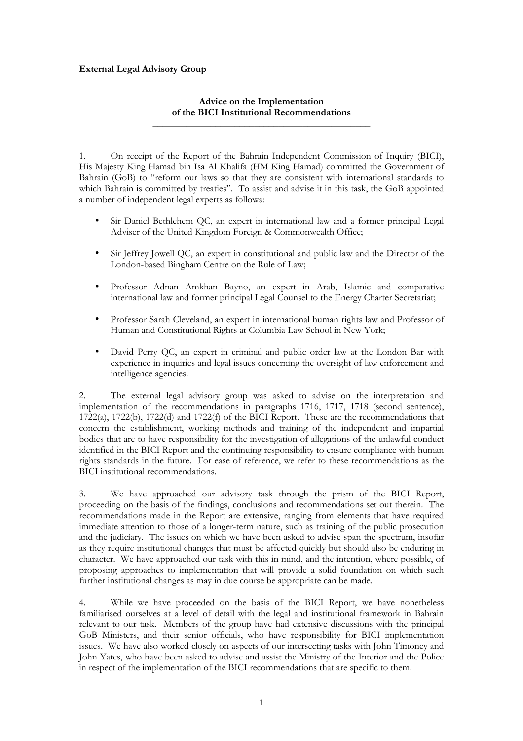**External Legal Advisory Group**

**Advice on the Implementation of the BICI Institutional Recommendations**

---

1. On receipt of the Report of the Bahrain Independent Commission of Inquiry (BICI), His Majesty King Hamad bin Isa Al Khalifa (HM King Hamad) committed the Government of Bahrain (GoB) to "reform our laws so that they are consistent with international standards to which Bahrain is committed by treaties". To assist and advise it in this task, the GoB appointed a number of independent legal experts as follows:

- Sir Daniel Bethlehem QC, an expert in international law and a former principal Legal Adviser of the United Kingdom Foreign & Commonwealth Office;
- Sir Jeffrey Jowell QC, an expert in constitutional and public law and the Director of the London-based Bingham Centre on the Rule of Law;
- Professor Adnan Amkhan Bayno, an expert in Arab, Islamic and comparative international law and former principal Legal Counsel to the Energy Charter Secretariat;
- Professor Sarah Cleveland, an expert in international human rights law and Professor of Human and Constitutional Rights at Columbia Law School in New York;
- David Perry QC, an expert in criminal and public order law at the London Bar with experience in inquiries and legal issues concerning the oversight of law enforcement and intelligence agencies.

2. The external legal advisory group was asked to advise on the interpretation and implementation of the recommendations in paragraphs 1716, 1717, 1718 (second sentence), 1722(a), 1722(b), 1722(d) and 1722(f) of the BICI Report. These are the recommendations that concern the establishment, working methods and training of the independent and impartial bodies that are to have responsibility for the investigation of allegations of the unlawful conduct identified in the BICI Report and the continuing responsibility to ensure compliance with human rights standards in the future. For ease of reference, we refer to these recommendations as the BICI institutional recommendations.

3. We have approached our advisory task through the prism of the BICI Report, proceeding on the basis of the findings, conclusions and recommendations set out therein. The recommendations made in the Report are extensive, ranging from elements that have required immediate attention to those of a longer-term nature, such as training of the public prosecution and the judiciary. The issues on which we have been asked to advise span the spectrum, insofar as they require institutional changes that must be affected quickly but should also be enduring in character. We have approached our task with this in mind, and the intention, where possible, of proposing approaches to implementation that will provide a solid foundation on which such further institutional changes as may in due course be appropriate can be made.

4. While we have proceeded on the basis of the BICI Report, we have nonetheless familiarised ourselves at a level of detail with the legal and institutional framework in Bahrain relevant to our task. Members of the group have had extensive discussions with the principal GoB Ministers, and their senior officials, who have responsibility for BICI implementation issues. We have also worked closely on aspects of our intersecting tasks with John Timoney and John Yates, who have been asked to advise and assist the Ministry of the Interior and the Police in respect of the implementation of the BICI recommendations that are specific to them.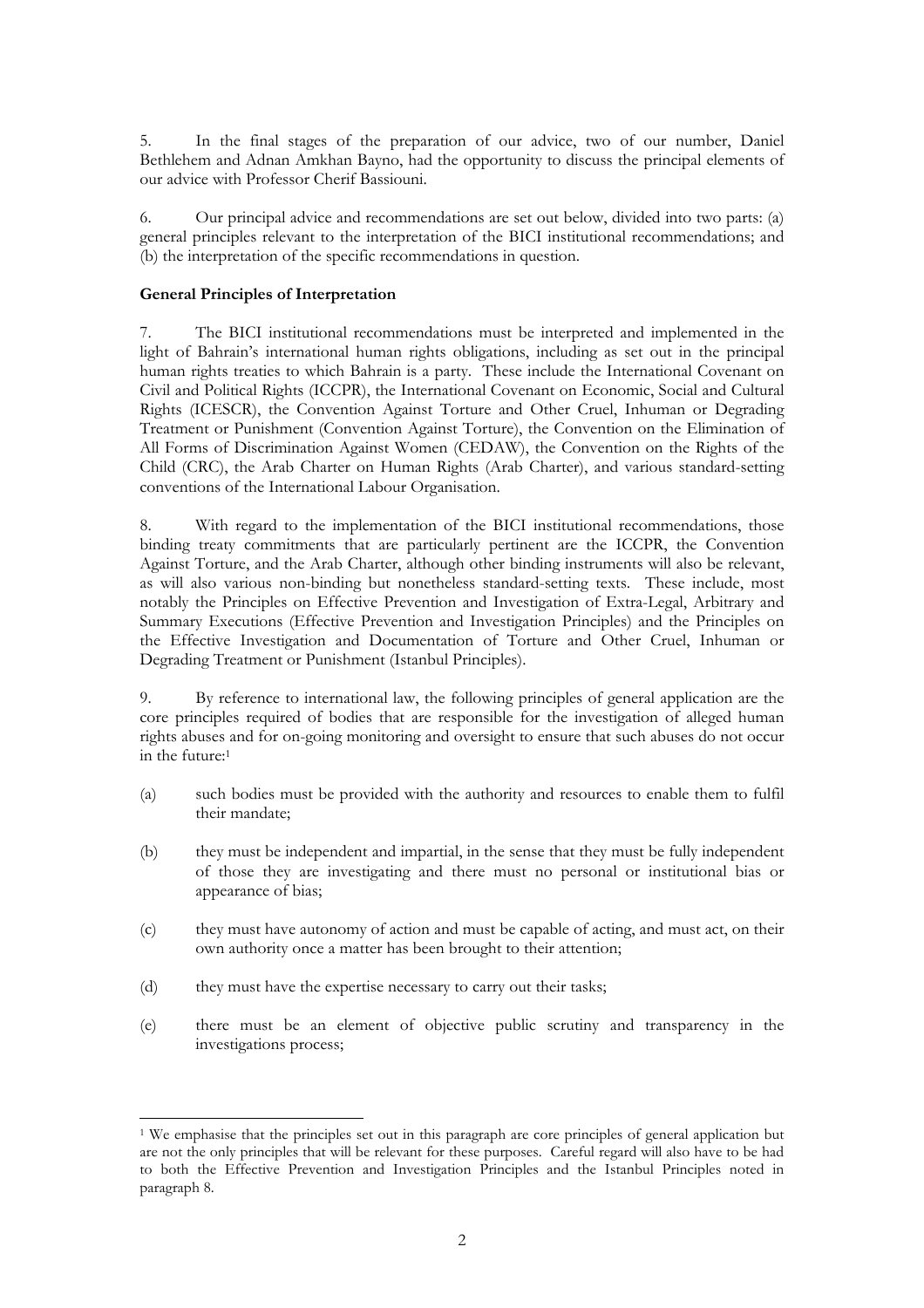5. In the final stages of the preparation of our advice, two of our number, Daniel Bethlehem and Adnan Amkhan Bayno, had the opportunity to discuss the principal elements of our advice with Professor Cherif Bassiouni.

6. Our principal advice and recommendations are set out below, divided into two parts: (a) general principles relevant to the interpretation of the BICI institutional recommendations; and (b) the interpretation of the specific recommendations in question.

**General Principles of Interpretation**

7. The BICI institutional recommendations must be interpreted and implemented in the light of Bahrain's international human rights obligations, including as set out in the principal human rights treaties to which Bahrain is a party. These include the International Covenant on Civil and Political Rights (ICCPR), the International Covenant on Economic, Social and Cultural Rights (ICESCR), the Convention Against Torture and Other Cruel, Inhuman or Degrading Treatment or Punishment (Convention Against Torture), the Convention on the Elimination of All Forms of Discrimination Against Women (CEDAW), the Convention on the Rights of the Child (CRC), the Arab Charter on Human Rights (Arab Charter), and various standard-setting conventions of the International Labour Organisation.

8. With regard to the implementation of the BICI institutional recommendations, those binding treaty commitments that are particularly pertinent are the ICCPR, the Convention Against Torture, and the Arab Charter, although other binding instruments will also be relevant, as will also various non-binding but nonetheless standard-setting texts. These include, most notably the Principles on Effective Prevention and Investigation of Extra-Legal, Arbitrary and Summary Executions (Effective Prevention and Investigation Principles) and the Principles on the Effective Investigation and Documentation of Torture and Other Cruel, Inhuman or Degrading Treatment or Punishment (Istanbul Principles).

9. By reference to international law, the following principles of general application are the core principles required of bodies that are responsible for the investigation of alleged human rights abuses and for on-going monitoring and oversight to ensure that such abuses do not occur in the future:[1]

(a) such bodies must be provided with the authority and resources to enable them to fulfil their mandate;

(b) they must be independent and impartial, in the sense that they must be fully independent of those they are investigating and there must no personal or institutional bias or appearance of bias;

(c) they must have autonomy of action and must be capable of acting, and must act, on their own authority once a matter has been brought to their attention;

(d) they must have the expertise necessary to carry out their tasks;

(e) there must be an element of objective public scrutiny and transparency in the investigations process;

[1] We emphasise that the principles set out in this paragraph are core principles of general application but are not the only principles that will be relevant for these purposes. Careful regard will also have to be had to both the Effective Prevention and Investigation Principles and the Istanbul Principles noted in paragraph 8.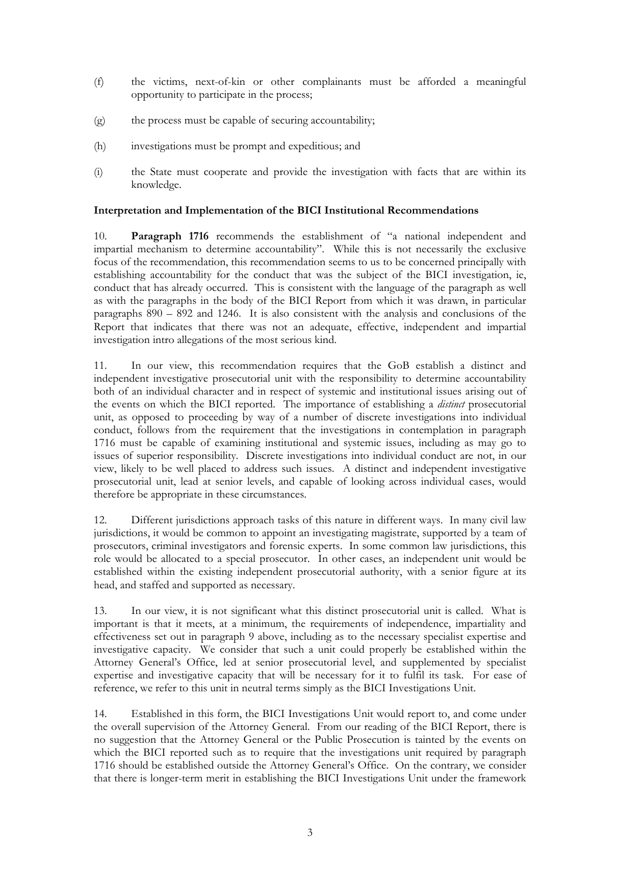(f) the victims, next-of-kin or other complainants must be afforded a meaningful opportunity to participate in the process;

(g) the process must be capable of securing accountability;

(h) investigations must be prompt and expeditious; and

(i) the State must cooperate and provide the investigation with facts that are within its knowledge.

**Interpretation and Implementation of the BICI Institutional Recommendations**

10. **Paragraph 1716** recommends the establishment of "a national independent and impartial mechanism to determine accountability". While this is not necessarily the exclusive focus of the recommendation, this recommendation seems to us to be concerned principally with establishing accountability for the conduct that was the subject of the BICI investigation, ie, conduct that has already occurred. This is consistent with the language of the paragraph as well as with the paragraphs in the body of the BICI Report from which it was drawn, in particular paragraphs 890 – 892 and 1246. It is also consistent with the analysis and conclusions of the Report that indicates that there was not an adequate, effective, independent and impartial investigation intro allegations of the most serious kind.

11. In our view, this recommendation requires that the GoB establish a distinct and independent investigative prosecutorial unit with the responsibility to determine accountability both of an individual character and in respect of systemic and institutional issues arising out of the events on which the BICI reported. The importance of establishing a *distinct* prosecutorial unit, as opposed to proceeding by way of a number of discrete investigations into individual conduct, follows from the requirement that the investigations in contemplation in paragraph 1716 must be capable of examining institutional and systemic issues, including as may go to issues of superior responsibility. Discrete investigations into individual conduct are not, in our view, likely to be well placed to address such issues. A distinct and independent investigative prosecutorial unit, lead at senior levels, and capable of looking across individual cases, would therefore be appropriate in these circumstances.

12. Different jurisdictions approach tasks of this nature in different ways. In many civil law jurisdictions, it would be common to appoint an investigating magistrate, supported by a team of prosecutors, criminal investigators and forensic experts. In some common law jurisdictions, this role would be allocated to a special prosecutor. In other cases, an independent unit would be established within the existing independent prosecutorial authority, with a senior figure at its head, and staffed and supported as necessary.

13. In our view, it is not significant what this distinct prosecutorial unit is called. What is important is that it meets, at a minimum, the requirements of independence, impartiality and effectiveness set out in paragraph 9 above, including as to the necessary specialist expertise and investigative capacity. We consider that such a unit could properly be established within the Attorney General's Office, led at senior prosecutorial level, and supplemented by specialist expertise and investigative capacity that will be necessary for it to fulfil its task. For ease of reference, we refer to this unit in neutral terms simply as the BICI Investigations Unit.

14. Established in this form, the BICI Investigations Unit would report to, and come under the overall supervision of the Attorney General. From our reading of the BICI Report, there is no suggestion that the Attorney General or the Public Prosecution is tainted by the events on which the BICI reported such as to require that the investigations unit required by paragraph 1716 should be established outside the Attorney General's Office. On the contrary, we consider that there is longer-term merit in establishing the BICI Investigations Unit under the framework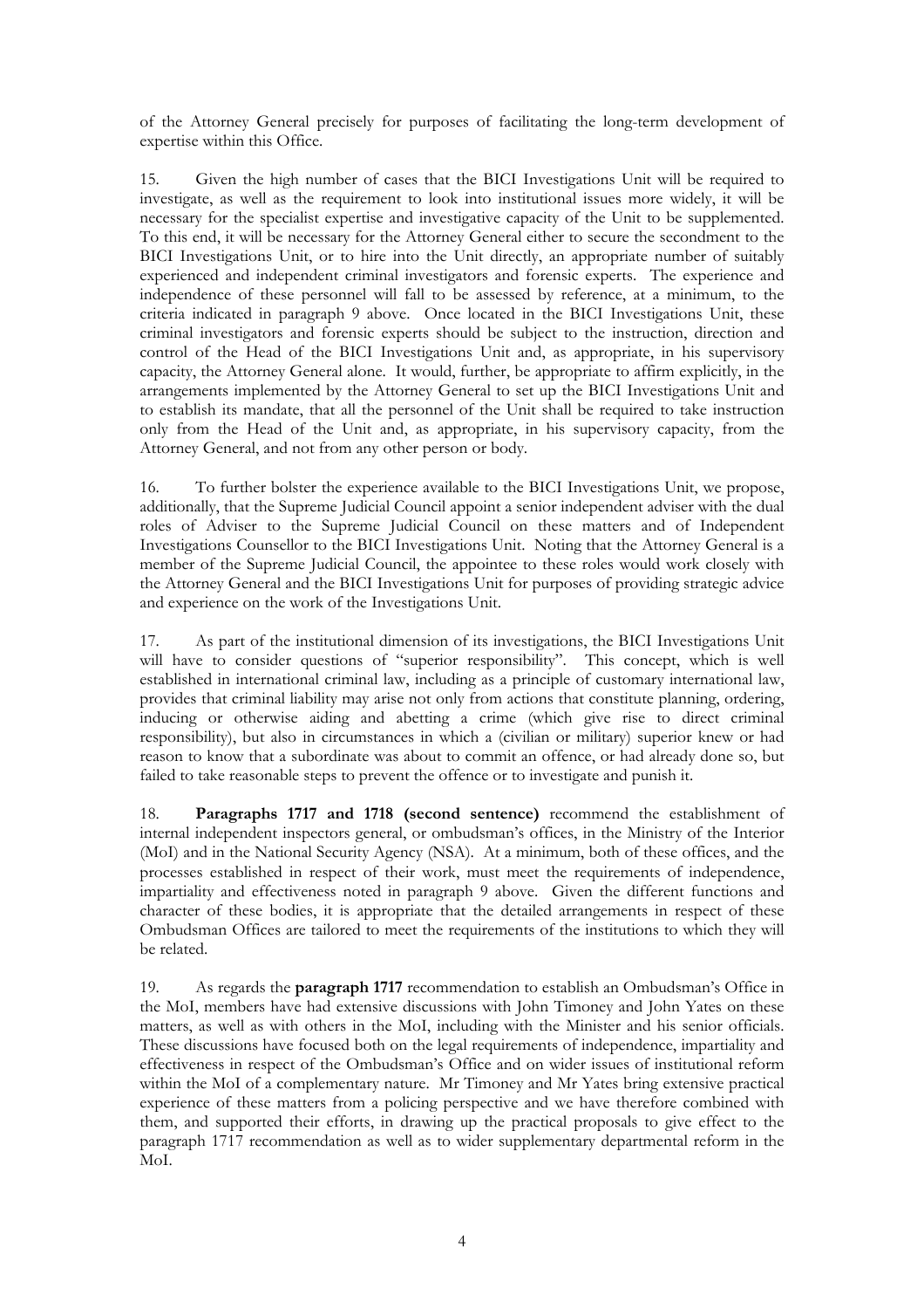of the Attorney General precisely for purposes of facilitating the long-term development of expertise within this Office.

15. Given the high number of cases that the BICI Investigations Unit will be required to investigate, as well as the requirement to look into institutional issues more widely, it will be necessary for the specialist expertise and investigative capacity of the Unit to be supplemented. To this end, it will be necessary for the Attorney General either to secure the secondment to the BICI Investigations Unit, or to hire into the Unit directly, an appropriate number of suitably experienced and independent criminal investigators and forensic experts. The experience and independence of these personnel will fall to be assessed by reference, at a minimum, to the criteria indicated in paragraph 9 above. Once located in the BICI Investigations Unit, these criminal investigators and forensic experts should be subject to the instruction, direction and control of the Head of the BICI Investigations Unit and, as appropriate, in his supervisory capacity, the Attorney General alone. It would, further, be appropriate to affirm explicitly, in the arrangements implemented by the Attorney General to set up the BICI Investigations Unit and to establish its mandate, that all the personnel of the Unit shall be required to take instruction only from the Head of the Unit and, as appropriate, in his supervisory capacity, from the Attorney General, and not from any other person or body.

16. To further bolster the experience available to the BICI Investigations Unit, we propose, additionally, that the Supreme Judicial Council appoint a senior independent adviser with the dual roles of Adviser to the Supreme Judicial Council on these matters and of Independent Investigations Counsellor to the BICI Investigations Unit. Noting that the Attorney General is a member of the Supreme Judicial Council, the appointee to these roles would work closely with the Attorney General and the BICI Investigations Unit for purposes of providing strategic advice and experience on the work of the Investigations Unit.

17. As part of the institutional dimension of its investigations, the BICI Investigations Unit will have to consider questions of "superior responsibility". This concept, which is well established in international criminal law, including as a principle of customary international law, provides that criminal liability may arise not only from actions that constitute planning, ordering, inducing or otherwise aiding and abetting a crime (which give rise to direct criminal responsibility), but also in circumstances in which a (civilian or military) superior knew or had reason to know that a subordinate was about to commit an offence, or had already done so, but failed to take reasonable steps to prevent the offence or to investigate and punish it.

18. **Paragraphs 1717 and 1718 (second sentence)** recommend the establishment of internal independent inspectors general, or ombudsman's offices, in the Ministry of the Interior (MoI) and in the National Security Agency (NSA). At a minimum, both of these offices, and the processes established in respect of their work, must meet the requirements of independence, impartiality and effectiveness noted in paragraph 9 above. Given the different functions and character of these bodies, it is appropriate that the detailed arrangements in respect of these Ombudsman Offices are tailored to meet the requirements of the institutions to which they will be related.

19. As regards the **paragraph 1717** recommendation to establish an Ombudsman's Office in the MoI, members have had extensive discussions with John Timoney and John Yates on these matters, as well as with others in the MoI, including with the Minister and his senior officials. These discussions have focused both on the legal requirements of independence, impartiality and effectiveness in respect of the Ombudsman's Office and on wider issues of institutional reform within the MoI of a complementary nature. Mr Timoney and Mr Yates bring extensive practical experience of these matters from a policing perspective and we have therefore combined with them, and supported their efforts, in drawing up the practical proposals to give effect to the paragraph 1717 recommendation as well as to wider supplementary departmental reform in the MoI.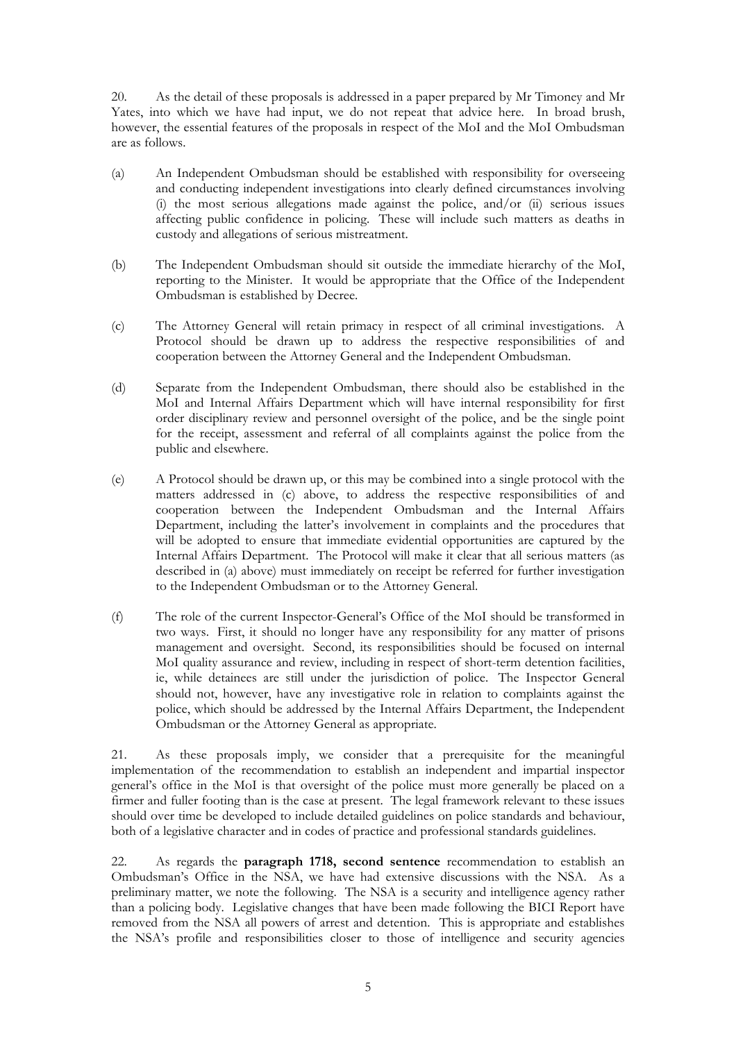20. As the detail of these proposals is addressed in a paper prepared by Mr Timoney and Mr Yates, into which we have had input, we do not repeat that advice here. In broad brush, however, the essential features of the proposals in respect of the MoI and the MoI Ombudsman are as follows.

(a) An Independent Ombudsman should be established with responsibility for overseeing and conducting independent investigations into clearly defined circumstances involving (i) the most serious allegations made against the police, and/or (ii) serious issues affecting public confidence in policing. These will include such matters as deaths in custody and allegations of serious mistreatment.

(b) The Independent Ombudsman should sit outside the immediate hierarchy of the MoI, reporting to the Minister. It would be appropriate that the Office of the Independent Ombudsman is established by Decree.

(c) The Attorney General will retain primacy in respect of all criminal investigations. A Protocol should be drawn up to address the respective responsibilities of and cooperation between the Attorney General and the Independent Ombudsman.

(d) Separate from the Independent Ombudsman, there should also be established in the MoI and Internal Affairs Department which will have internal responsibility for first order disciplinary review and personnel oversight of the police, and be the single point for the receipt, assessment and referral of all complaints against the police from the public and elsewhere.

(e) A Protocol should be drawn up, or this may be combined into a single protocol with the matters addressed in (c) above, to address the respective responsibilities of and cooperation between the Independent Ombudsman and the Internal Affairs Department, including the latter's involvement in complaints and the procedures that will be adopted to ensure that immediate evidential opportunities are captured by the Internal Affairs Department. The Protocol will make it clear that all serious matters (as described in (a) above) must immediately on receipt be referred for further investigation to the Independent Ombudsman or to the Attorney General.

(f) The role of the current Inspector-General's Office of the MoI should be transformed in two ways. First, it should no longer have any responsibility for any matter of prisons management and oversight. Second, its responsibilities should be focused on internal MoI quality assurance and review, including in respect of short-term detention facilities, ie, while detainees are still under the jurisdiction of police. The Inspector General should not, however, have any investigative role in relation to complaints against the police, which should be addressed by the Internal Affairs Department, the Independent Ombudsman or the Attorney General as appropriate.

21. As these proposals imply, we consider that a prerequisite for the meaningful implementation of the recommendation to establish an independent and impartial inspector general's office in the MoI is that oversight of the police must more generally be placed on a firmer and fuller footing than is the case at present. The legal framework relevant to these issues should over time be developed to include detailed guidelines on police standards and behaviour, both of a legislative character and in codes of practice and professional standards guidelines.

22. As regards the **paragraph 1718, second sentence** recommendation to establish an Ombudsman's Office in the NSA, we have had extensive discussions with the NSA. As a preliminary matter, we note the following. The NSA is a security and intelligence agency rather than a policing body. Legislative changes that have been made following the BICI Report have removed from the NSA all powers of arrest and detention. This is appropriate and establishes the NSA's profile and responsibilities closer to those of intelligence and security agencies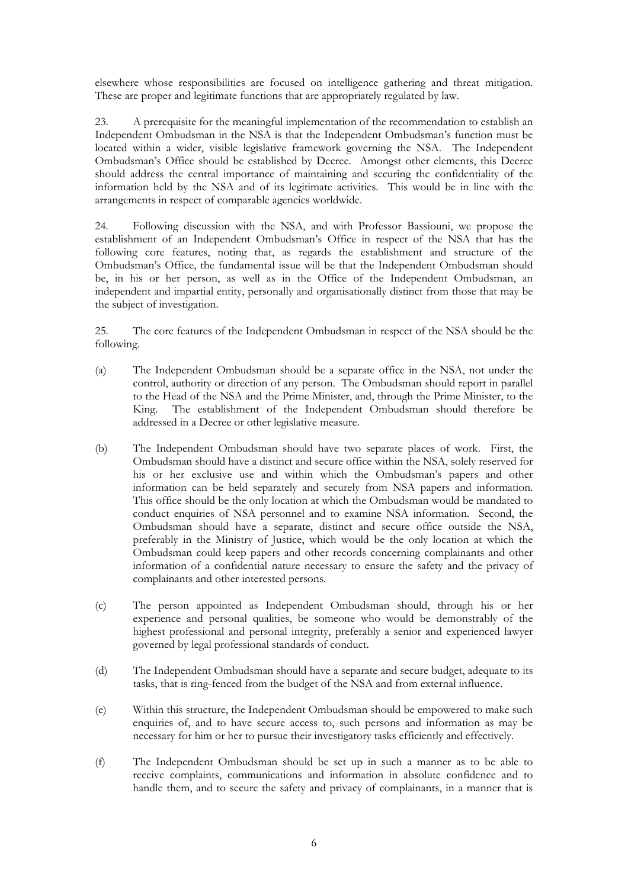elsewhere whose responsibilities are focused on intelligence gathering and threat mitigation. These are proper and legitimate functions that are appropriately regulated by law.

23. A prerequisite for the meaningful implementation of the recommendation to establish an Independent Ombudsman in the NSA is that the Independent Ombudsman's function must be located within a wider, visible legislative framework governing the NSA. The Independent Ombudsman's Office should be established by Decree. Amongst other elements, this Decree should address the central importance of maintaining and securing the confidentiality of the information held by the NSA and of its legitimate activities. This would be in line with the arrangements in respect of comparable agencies worldwide.

24. Following discussion with the NSA, and with Professor Bassiouni, we propose the establishment of an Independent Ombudsman's Office in respect of the NSA that has the following core features, noting that, as regards the establishment and structure of the Ombudsman's Office, the fundamental issue will be that the Independent Ombudsman should be, in his or her person, as well as in the Office of the Independent Ombudsman, an independent and impartial entity, personally and organisationally distinct from those that may be the subject of investigation.

25. The core features of the Independent Ombudsman in respect of the NSA should be the following.

(a) The Independent Ombudsman should be a separate office in the NSA, not under the control, authority or direction of any person. The Ombudsman should report in parallel to the Head of the NSA and the Prime Minister, and, through the Prime Minister, to the King. The establishment of the Independent Ombudsman should therefore be addressed in a Decree or other legislative measure.

(b) The Independent Ombudsman should have two separate places of work. First, the Ombudsman should have a distinct and secure office within the NSA, solely reserved for his or her exclusive use and within which the Ombudsman's papers and other information can be held separately and securely from NSA papers and information. This office should be the only location at which the Ombudsman would be mandated to conduct enquiries of NSA personnel and to examine NSA information. Second, the Ombudsman should have a separate, distinct and secure office outside the NSA, preferably in the Ministry of Justice, which would be the only location at which the Ombudsman could keep papers and other records concerning complainants and other information of a confidential nature necessary to ensure the safety and the privacy of complainants and other interested persons.

(c) The person appointed as Independent Ombudsman should, through his or her experience and personal qualities, be someone who would be demonstrably of the highest professional and personal integrity, preferably a senior and experienced lawyer governed by legal professional standards of conduct.

(d) The Independent Ombudsman should have a separate and secure budget, adequate to its tasks, that is ring-fenced from the budget of the NSA and from external influence.

(e) Within this structure, the Independent Ombudsman should be empowered to make such enquiries of, and to have secure access to, such persons and information as may be necessary for him or her to pursue their investigatory tasks efficiently and effectively.

(f) The Independent Ombudsman should be set up in such a manner as to be able to receive complaints, communications and information in absolute confidence and to handle them, and to secure the safety and privacy of complainants, in a manner that is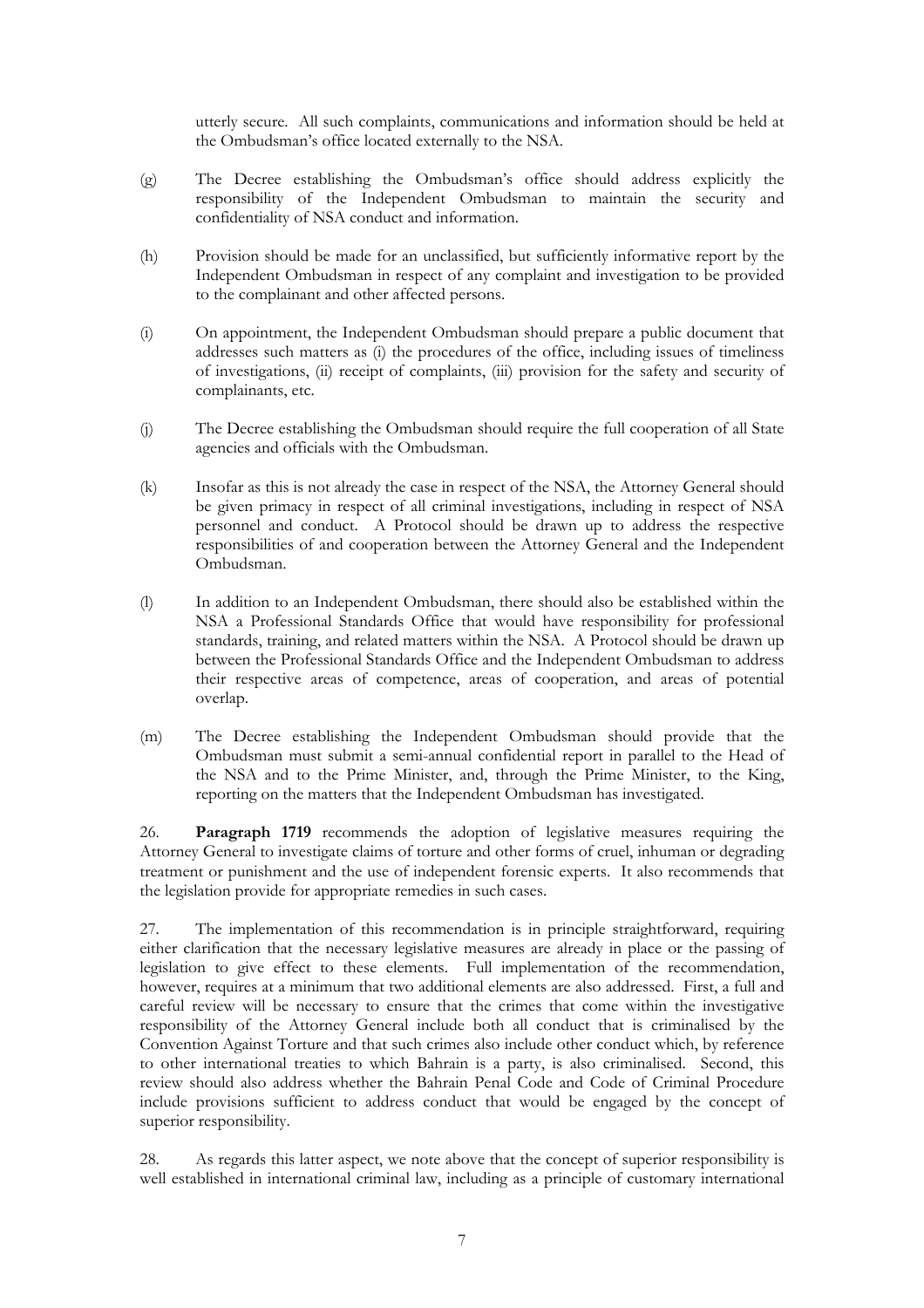utterly secure. All such complaints, communications and information should be held at the Ombudsman's office located externally to the NSA.

(g) The Decree establishing the Ombudsman's office should address explicitly the responsibility of the Independent Ombudsman to maintain the security and confidentiality of NSA conduct and information.

(h) Provision should be made for an unclassified, but sufficiently informative report by the Independent Ombudsman in respect of any complaint and investigation to be provided to the complainant and other affected persons.

(i) On appointment, the Independent Ombudsman should prepare a public document that addresses such matters as (i) the procedures of the office, including issues of timeliness of investigations, (ii) receipt of complaints, (iii) provision for the safety and security of complainants, etc.

(j) The Decree establishing the Ombudsman should require the full cooperation of all State agencies and officials with the Ombudsman.

(k) Insofar as this is not already the case in respect of the NSA, the Attorney General should be given primacy in respect of all criminal investigations, including in respect of NSA personnel and conduct. A Protocol should be drawn up to address the respective responsibilities of and cooperation between the Attorney General and the Independent Ombudsman.

(l) In addition to an Independent Ombudsman, there should also be established within the NSA a Professional Standards Office that would have responsibility for professional standards, training, and related matters within the NSA. A Protocol should be drawn up between the Professional Standards Office and the Independent Ombudsman to address their respective areas of competence, areas of cooperation, and areas of potential overlap.

(m) The Decree establishing the Independent Ombudsman should provide that the Ombudsman must submit a semi-annual confidential report in parallel to the Head of the NSA and to the Prime Minister, and, through the Prime Minister, to the King, reporting on the matters that the Independent Ombudsman has investigated.

26. **Paragraph 1719** recommends the adoption of legislative measures requiring the Attorney General to investigate claims of torture and other forms of cruel, inhuman or degrading treatment or punishment and the use of independent forensic experts. It also recommends that the legislation provide for appropriate remedies in such cases.

27. The implementation of this recommendation is in principle straightforward, requiring either clarification that the necessary legislative measures are already in place or the passing of legislation to give effect to these elements. Full implementation of the recommendation, however, requires at a minimum that two additional elements are also addressed. First, a full and careful review will be necessary to ensure that the crimes that come within the investigative responsibility of the Attorney General include both all conduct that is criminalised by the Convention Against Torture and that such crimes also include other conduct which, by reference to other international treaties to which Bahrain is a party, is also criminalised. Second, this review should also address whether the Bahrain Penal Code and Code of Criminal Procedure include provisions sufficient to address conduct that would be engaged by the concept of superior responsibility.

28. As regards this latter aspect, we note above that the concept of superior responsibility is well established in international criminal law, including as a principle of customary international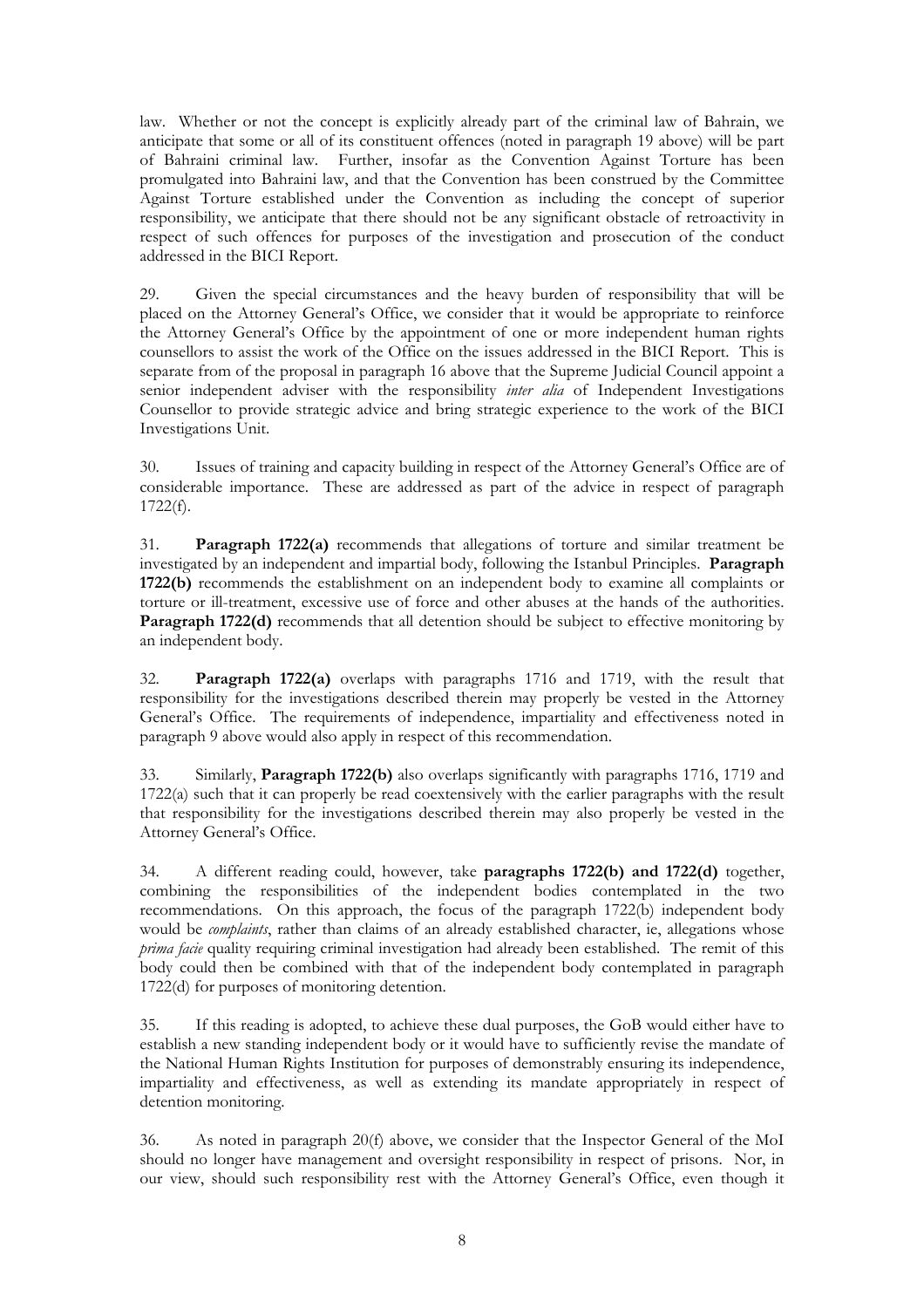law. Whether or not the concept is explicitly already part of the criminal law of Bahrain, we anticipate that some or all of its constituent offences (noted in paragraph 19 above) will be part of Bahraini criminal law. Further, insofar as the Convention Against Torture has been promulgated into Bahraini law, and that the Convention has been construed by the Committee Against Torture established under the Convention as including the concept of superior responsibility, we anticipate that there should not be any significant obstacle of retroactivity in respect of such offences for purposes of the investigation and prosecution of the conduct addressed in the BICI Report.

29. Given the special circumstances and the heavy burden of responsibility that will be placed on the Attorney General's Office, we consider that it would be appropriate to reinforce the Attorney General's Office by the appointment of one or more independent human rights counsellors to assist the work of the Office on the issues addressed in the BICI Report. This is separate from of the proposal in paragraph 16 above that the Supreme Judicial Council appoint a senior independent adviser with the responsibility *inter alia* of Independent Investigations Counsellor to provide strategic advice and bring strategic experience to the work of the BICI Investigations Unit.

30. Issues of training and capacity building in respect of the Attorney General's Office are of considerable importance. These are addressed as part of the advice in respect of paragraph 1722(f).

31. **Paragraph 1722(a)** recommends that allegations of torture and similar treatment be investigated by an independent and impartial body, following the Istanbul Principles. **Paragraph 1722(b)** recommends the establishment on an independent body to examine all complaints or torture or ill-treatment, excessive use of force and other abuses at the hands of the authorities. **Paragraph 1722(d)** recommends that all detention should be subject to effective monitoring by an independent body.

32. **Paragraph 1722(a)** overlaps with paragraphs 1716 and 1719, with the result that responsibility for the investigations described therein may properly be vested in the Attorney General's Office. The requirements of independence, impartiality and effectiveness noted in paragraph 9 above would also apply in respect of this recommendation.

33. Similarly, **Paragraph 1722(b)** also overlaps significantly with paragraphs 1716, 1719 and 1722(a) such that it can properly be read coextensively with the earlier paragraphs with the result that responsibility for the investigations described therein may also properly be vested in the Attorney General's Office.

34. A different reading could, however, take **paragraphs 1722(b) and 1722(d)** together, combining the responsibilities of the independent bodies contemplated in the two recommendations. On this approach, the focus of the paragraph 1722(b) independent body would be *complaints*, rather than claims of an already established character, ie, allegations whose *prima facie* quality requiring criminal investigation had already been established. The remit of this body could then be combined with that of the independent body contemplated in paragraph 1722(d) for purposes of monitoring detention.

35. If this reading is adopted, to achieve these dual purposes, the GoB would either have to establish a new standing independent body or it would have to sufficiently revise the mandate of the National Human Rights Institution for purposes of demonstrably ensuring its independence, impartiality and effectiveness, as well as extending its mandate appropriately in respect of detention monitoring.

36. As noted in paragraph 20(f) above, we consider that the Inspector General of the MoI should no longer have management and oversight responsibility in respect of prisons. Nor, in our view, should such responsibility rest with the Attorney General's Office, even though it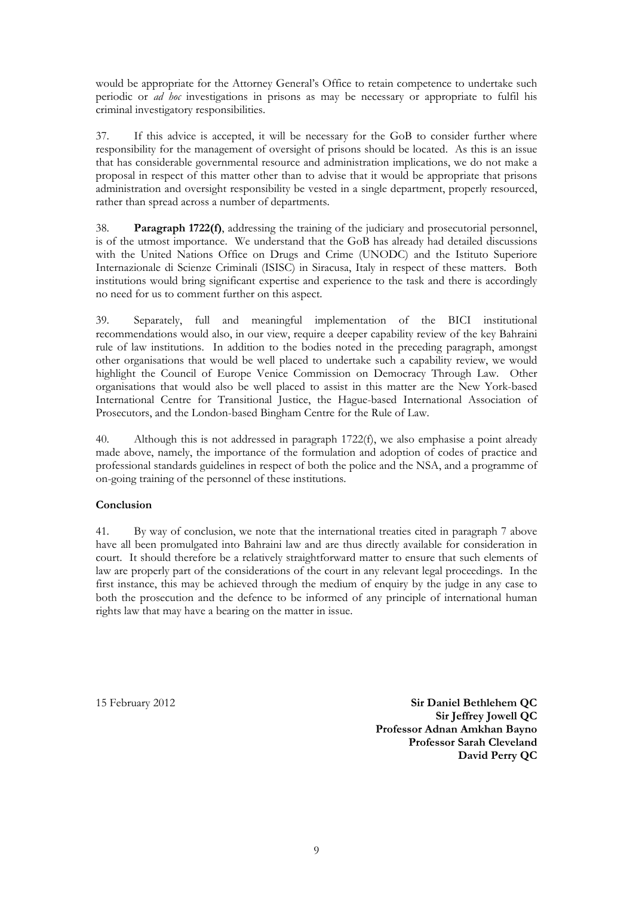would be appropriate for the Attorney General's Office to retain competence to undertake such periodic or *ad hoc* investigations in prisons as may be necessary or appropriate to fulfil his criminal investigatory responsibilities.

37. If this advice is accepted, it will be necessary for the GoB to consider further where responsibility for the management of oversight of prisons should be located. As this is an issue that has considerable governmental resource and administration implications, we do not make a proposal in respect of this matter other than to advise that it would be appropriate that prisons administration and oversight responsibility be vested in a single department, properly resourced, rather than spread across a number of departments.

38. **Paragraph 1722(f)**, addressing the training of the judiciary and prosecutorial personnel, is of the utmost importance. We understand that the GoB has already had detailed discussions with the United Nations Office on Drugs and Crime (UNODC) and the Istituto Superiore Internazionale di Scienze Criminali (ISISC) in Siracusa, Italy in respect of these matters. Both institutions would bring significant expertise and experience to the task and there is accordingly no need for us to comment further on this aspect.

39. Separately, full and meaningful implementation of the BICI institutional recommendations would also, in our view, require a deeper capability review of the key Bahraini rule of law institutions. In addition to the bodies noted in the preceding paragraph, amongst other organisations that would be well placed to undertake such a capability review, we would highlight the Council of Europe Venice Commission on Democracy Through Law. Other organisations that would also be well placed to assist in this matter are the New York-based International Centre for Transitional Justice, the Hague-based International Association of Prosecutors, and the London-based Bingham Centre for the Rule of Law.

40. Although this is not addressed in paragraph 1722(f), we also emphasise a point already made above, namely, the importance of the formulation and adoption of codes of practice and professional standards guidelines in respect of both the police and the NSA, and a programme of on-going training of the personnel of these institutions.

**Conclusion**

41. By way of conclusion, we note that the international treaties cited in paragraph 7 above have all been promulgated into Bahraini law and are thus directly available for consideration in court. It should therefore be a relatively straightforward matter to ensure that such elements of law are properly part of the considerations of the court in any relevant legal proceedings. In the first instance, this may be achieved through the medium of enquiry by the judge in any case to both the prosecution and the defence to be informed of any principle of international human rights law that may have a bearing on the matter in issue.

15 February 2012

**Sir Daniel Bethlehem QC**
**Sir Jeffrey Jowell QC**
**Professor Adnan Amkhan Bayno**
**Professor Sarah Cleveland**
**David Perry QC**